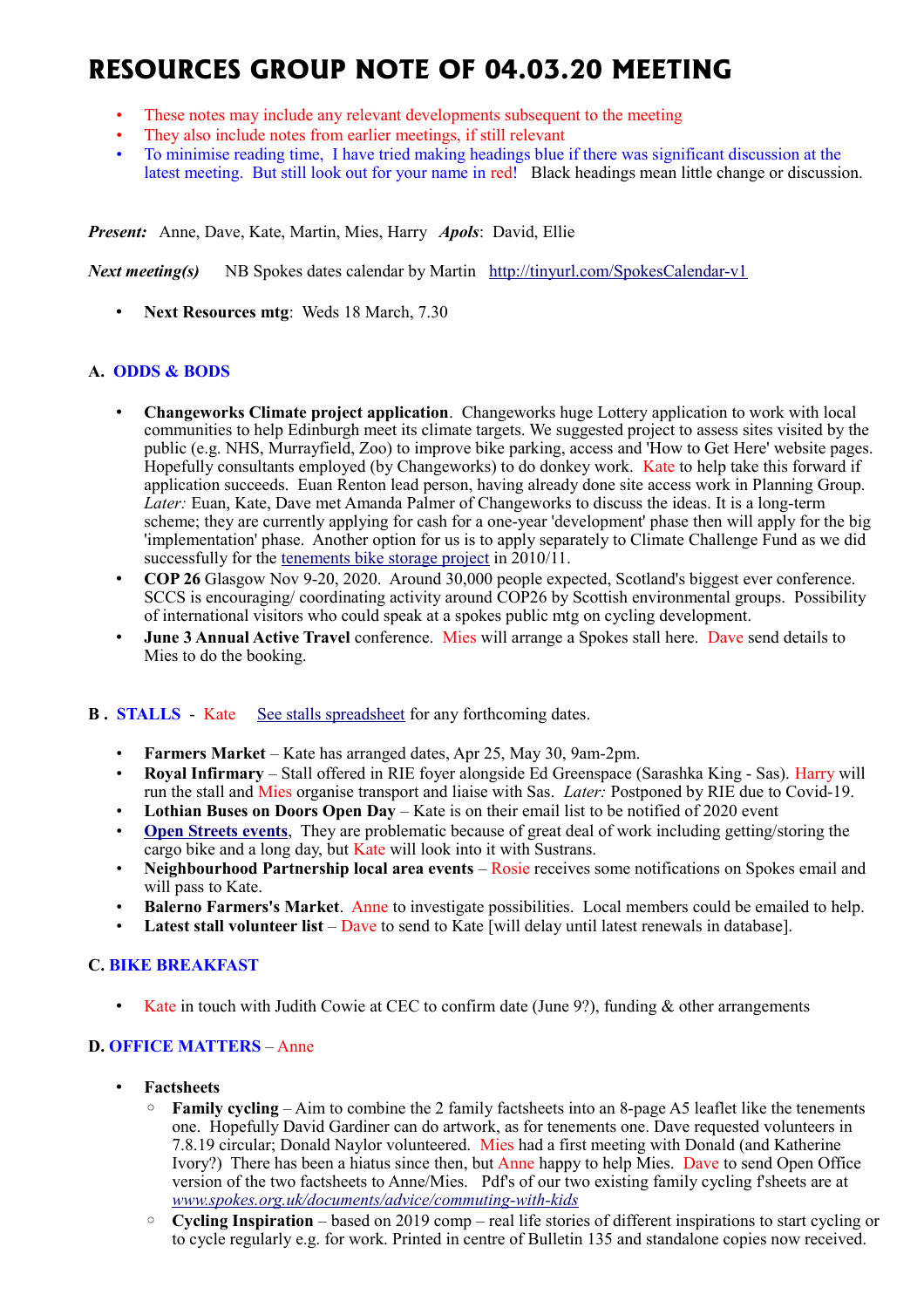# RESOURCES GROUP NOTE OF 04.03.20 MEETING

- These notes may include any relevant developments subsequent to the meeting
- They also include notes from earlier meetings, if still relevant
- To minimise reading time, I have tried making headings blue if there was significant discussion at the latest meeting. But still look out for your name in red! Black headings mean little change or discussion.

***Present:*** Anne, Dave, Kate, Martin, Mies, Harry ***Apols***: David, Ellie

***Next meeting(s)*** NB Spokes dates calendar by Martin http://tinyurl.com/SpokesCalendar-v1

- **Next Resources mtg**: Weds 18 March, 7.30

## A. ODDS & BODS

- **Changeworks Climate project application**. Changeworks huge Lottery application to work with local communities to help Edinburgh meet its climate targets. We suggested project to assess sites visited by the public (e.g. NHS, Murrayfield, Zoo) to improve bike parking, access and 'How to Get Here' website pages. Hopefully consultants employed (by Changeworks) to do donkey work. Kate to help take this forward if application succeeds. Euan Renton lead person, having already done site access work in Planning Group. *Later:* Euan, Kate, Dave met Amanda Palmer of Changeworks to discuss the ideas. It is a long-term scheme; they are currently applying for cash for a one-year 'development' phase then will apply for the big 'implementation' phase. Another option for us is to apply separately to Climate Challenge Fund as we did successfully for the tenements bike storage project in 2010/11.
- **COP 26** Glasgow Nov 9-20, 2020. Around 30,000 people expected, Scotland's biggest ever conference. SCCS is encouraging/ coordinating activity around COP26 by Scottish environmental groups. Possibility of international visitors who could speak at a spokes public mtg on cycling development.
- **June 3 Annual Active Travel** conference. Mies will arrange a Spokes stall here. Dave send details to Mies to do the booking.

## B . STALLS - Kate See stalls spreadsheet for any forthcoming dates.

- **Farmers Market** – Kate has arranged dates, Apr 25, May 30, 9am-2pm.
- **Royal Infirmary** – Stall offered in RIE foyer alongside Ed Greenspace (Sarashka King - Sas). Harry will run the stall and Mies organise transport and liaise with Sas. *Later:* Postponed by RIE due to Covid-19.
- **Lothian Buses on Doors Open Day** – Kate is on their email list to be notified of 2020 event
- **Open Streets events**, They are problematic because of great deal of work including getting/storing the cargo bike and a long day, but Kate will look into it with Sustrans.
- **Neighbourhood Partnership local area events** – Rosie receives some notifications on Spokes email and will pass to Kate.
- **Balerno Farmers's Market**. Anne to investigate possibilities. Local members could be emailed to help.
- **Latest stall volunteer list** – Dave to send to Kate [will delay until latest renewals in database].

## C. BIKE BREAKFAST

- Kate in touch with Judith Cowie at CEC to confirm date (June 9?), funding & other arrangements

## D. OFFICE MATTERS – Anne

- **Factsheets**
  - **Family cycling** – Aim to combine the 2 family factsheets into an 8-page A5 leaflet like the tenements one. Hopefully David Gardiner can do artwork, as for tenements one. Dave requested volunteers in 7.8.19 circular; Donald Naylor volunteered. Mies had a first meeting with Donald (and Katherine Ivory?) There has been a hiatus since then, but Anne happy to help Mies. Dave to send Open Office version of the two factsheets to Anne/Mies. Pdf's of our two existing family cycling f'sheets are at *www.spokes.org.uk/documents/advice/commuting-with-kids*
  - **Cycling Inspiration** – based on 2019 comp – real life stories of different inspirations to start cycling or to cycle regularly e.g. for work. Printed in centre of Bulletin 135 and standalone copies now received.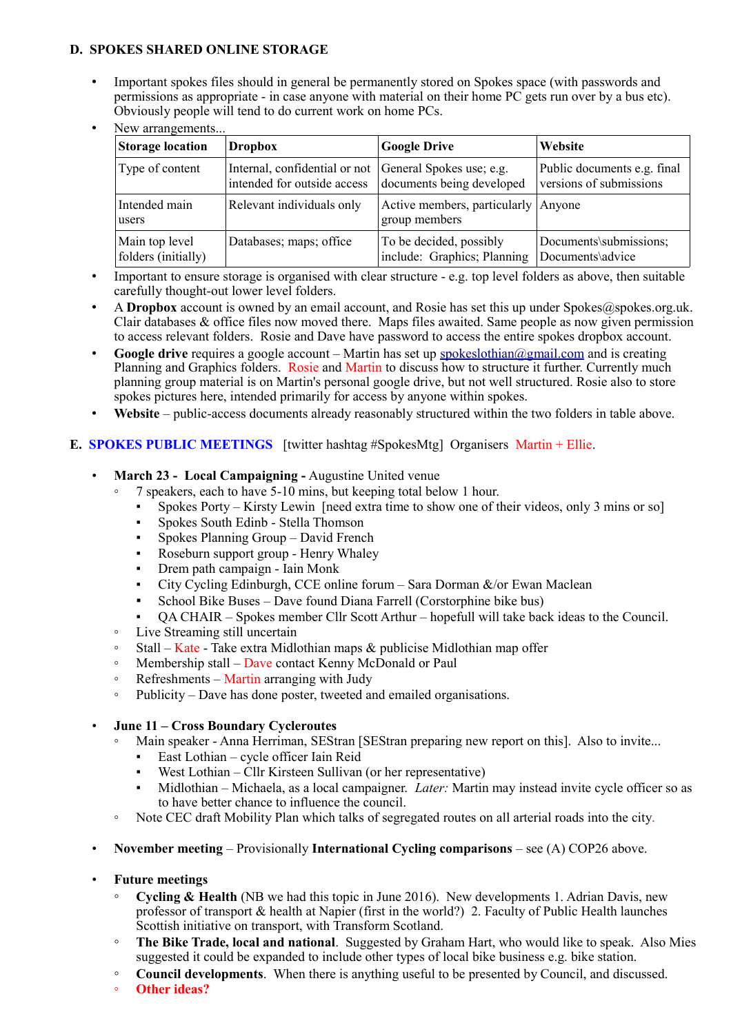## D. SPOKES SHARED ONLINE STORAGE

- Important spokes files should in general be permanently stored on Spokes space (with passwords and permissions as appropriate - in case anyone with material on their home PC gets run over by a bus etc). Obviously people will tend to do current work on home PCs.
- New arrangements...

| Storage location | Dropbox | Google Drive | Website |
|---|---|---|---|
| Type of content | Internal, confidential or not intended for outside access | General Spokes use; e.g. documents being developed | Public documents e.g. final versions of submissions |
| Intended main users | Relevant individuals only | Active members, particularly group members | Anyone |
| Main top level folders (initially) | Databases; maps; office | To be decided, possibly include: Graphics; Planning | Documents\submissions; Documents\advice |

- Important to ensure storage is organised with clear structure - e.g. top level folders as above, then suitable carefully thought-out lower level folders.
- A **Dropbox** account is owned by an email account, and Rosie has set this up under Spokes@spokes.org.uk. Clair databases & office files now moved there. Maps files awaited. Same people as now given permission to access relevant folders. Rosie and Dave have password to access the entire spokes dropbox account.
- **Google drive** requires a google account – Martin has set up spokeslothian@gmail.com and is creating Planning and Graphics folders. Rosie and Martin to discuss how to structure it further. Currently much planning group material is on Martin's personal google drive, but not well structured. Rosie also to store spokes pictures here, intended primarily for access by anyone within spokes.
- **Website** – public-access documents already reasonably structured within the two folders in table above.

## E. SPOKES PUBLIC MEETINGS [twitter hashtag #SpokesMtg] Organisers Martin + Ellie.

- **March 23 - Local Campaigning -** Augustine United venue
  - 7 speakers, each to have 5-10 mins, but keeping total below 1 hour.
    - Spokes Porty – Kirsty Lewin [need extra time to show one of their videos, only 3 mins or so]
    - Spokes South Edinb - Stella Thomson
    - Spokes Planning Group – David French
    - Roseburn support group - Henry Whaley
    - Drem path campaign - Iain Monk
    - City Cycling Edinburgh, CCE online forum – Sara Dorman &/or Ewan Maclean
    - School Bike Buses – Dave found Diana Farrell (Corstorphine bike bus)
    - QA CHAIR – Spokes member Cllr Scott Arthur – hopefull will take back ideas to the Council.
  - Live Streaming still uncertain
  - Stall – Kate - Take extra Midlothian maps & publicise Midlothian map offer
  - Membership stall – Dave contact Kenny McDonald or Paul
  - Refreshments – Martin arranging with Judy
  - Publicity – Dave has done poster, tweeted and emailed organisations.

- **June 11 – Cross Boundary Cycleroutes**
  - Main speaker - Anna Herriman, SEStran [SEStran preparing new report on this]. Also to invite...
    - East Lothian – cycle officer Iain Reid
    - West Lothian – Cllr Kirsteen Sullivan (or her representative)
    - Midlothian – Michaela, as a local campaigner. *Later:* Martin may instead invite cycle officer so as to have better chance to influence the council.
  - Note CEC draft Mobility Plan which talks of segregated routes on all arterial roads into the city.

- **November meeting** – Provisionally **International Cycling comparisons** – see (A) COP26 above.

- **Future meetings**
  - **Cycling & Health** (NB we had this topic in June 2016). New developments 1. Adrian Davis, new professor of transport & health at Napier (first in the world?) 2. Faculty of Public Health launches Scottish initiative on transport, with Transform Scotland.
  - **The Bike Trade, local and national**. Suggested by Graham Hart, who would like to speak. Also Mies suggested it could be expanded to include other types of local bike business e.g. bike station.
  - **Council developments**. When there is anything useful to be presented by Council, and discussed.
  - **Other ideas?**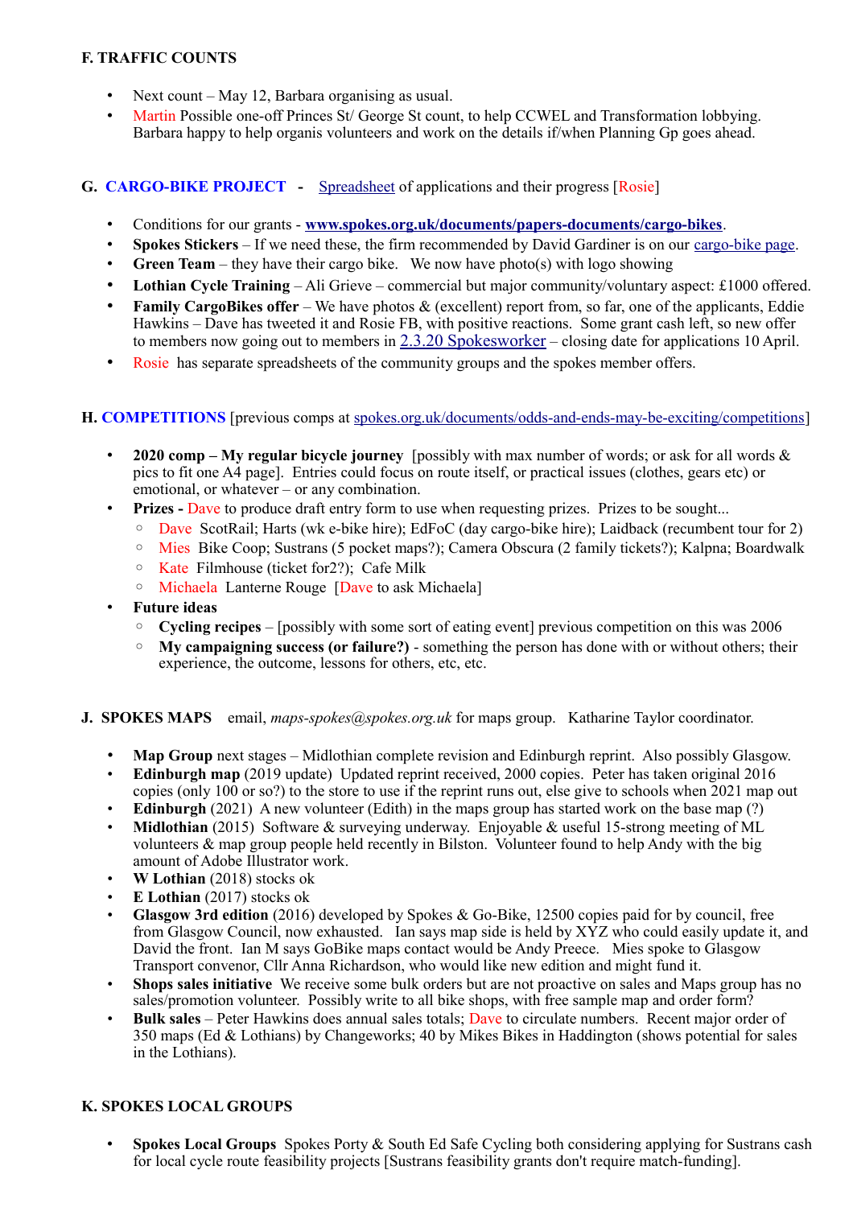## F. TRAFFIC COUNTS

- Next count – May 12, Barbara organising as usual.
- Martin Possible one-off Princes St/ George St count, to help CCWEL and Transformation lobbying. Barbara happy to help organis volunteers and work on the details if/when Planning Gp goes ahead.

## G. CARGO-BIKE PROJECT - Spreadsheet of applications and their progress [Rosie]

- Conditions for our grants - **www.spokes.org.uk/documents/papers-documents/cargo-bikes**.
- **Spokes Stickers** – If we need these, the firm recommended by David Gardiner is on our cargo-bike page.
- **Green Team** – they have their cargo bike. We now have photo(s) with logo showing
- **Lothian Cycle Training** – Ali Grieve – commercial but major community/voluntary aspect: £1000 offered.
- **Family CargoBikes offer** – We have photos & (excellent) report from, so far, one of the applicants, Eddie Hawkins – Dave has tweeted it and Rosie FB, with positive reactions. Some grant cash left, so new offer to members now going out to members in 2.3.20 Spokesworker – closing date for applications 10 April.
- Rosie has separate spreadsheets of the community groups and the spokes member offers.

## H. COMPETITIONS [previous comps at spokes.org.uk/documents/odds-and-ends-may-be-exciting/competitions]

- **2020 comp – My regular bicycle journey** [possibly with max number of words; or ask for all words & pics to fit one A4 page]. Entries could focus on route itself, or practical issues (clothes, gears etc) or emotional, or whatever – or any combination.
- **Prizes -** Dave to produce draft entry form to use when requesting prizes. Prizes to be sought...
  - Dave ScotRail; Harts (wk e-bike hire); EdFoC (day cargo-bike hire); Laidback (recumbent tour for 2)
  - Mies Bike Coop; Sustrans (5 pocket maps?); Camera Obscura (2 family tickets?); Kalpna; Boardwalk
  - Kate Filmhouse (ticket for2?); Cafe Milk
  - Michaela Lanterne Rouge [Dave to ask Michaela]
- **Future ideas**
  - **Cycling recipes** – [possibly with some sort of eating event] previous competition on this was 2006
  - **My campaigning success (or failure?)** - something the person has done with or without others; their experience, the outcome, lessons for others, etc, etc.

## J. SPOKES MAPS email, *maps-spokes@spokes.org.uk* for maps group. Katharine Taylor coordinator.

- **Map Group** next stages – Midlothian complete revision and Edinburgh reprint. Also possibly Glasgow.
- **Edinburgh map** (2019 update) Updated reprint received, 2000 copies. Peter has taken original 2016 copies (only 100 or so?) to the store to use if the reprint runs out, else give to schools when 2021 map out
- **Edinburgh** (2021) A new volunteer (Edith) in the maps group has started work on the base map (?)
- **Midlothian** (2015) Software & surveying underway. Enjoyable & useful 15-strong meeting of ML volunteers & map group people held recently in Bilston. Volunteer found to help Andy with the big amount of Adobe Illustrator work.
- **W Lothian** (2018) stocks ok
- **E Lothian** (2017) stocks ok
- **Glasgow 3rd edition** (2016) developed by Spokes & Go-Bike, 12500 copies paid for by council, free from Glasgow Council, now exhausted. Ian says map side is held by XYZ who could easily update it, and David the front. Ian M says GoBike maps contact would be Andy Preece. Mies spoke to Glasgow Transport convenor, Cllr Anna Richardson, who would like new edition and might fund it.
- **Shops sales initiative** We receive some bulk orders but are not proactive on sales and Maps group has no sales/promotion volunteer. Possibly write to all bike shops, with free sample map and order form?
- **Bulk sales** – Peter Hawkins does annual sales totals; Dave to circulate numbers. Recent major order of 350 maps (Ed & Lothians) by Changeworks; 40 by Mikes Bikes in Haddington (shows potential for sales in the Lothians).

## K. SPOKES LOCAL GROUPS

- **Spokes Local Groups** Spokes Porty & South Ed Safe Cycling both considering applying for Sustrans cash for local cycle route feasibility projects [Sustrans feasibility grants don't require match-funding].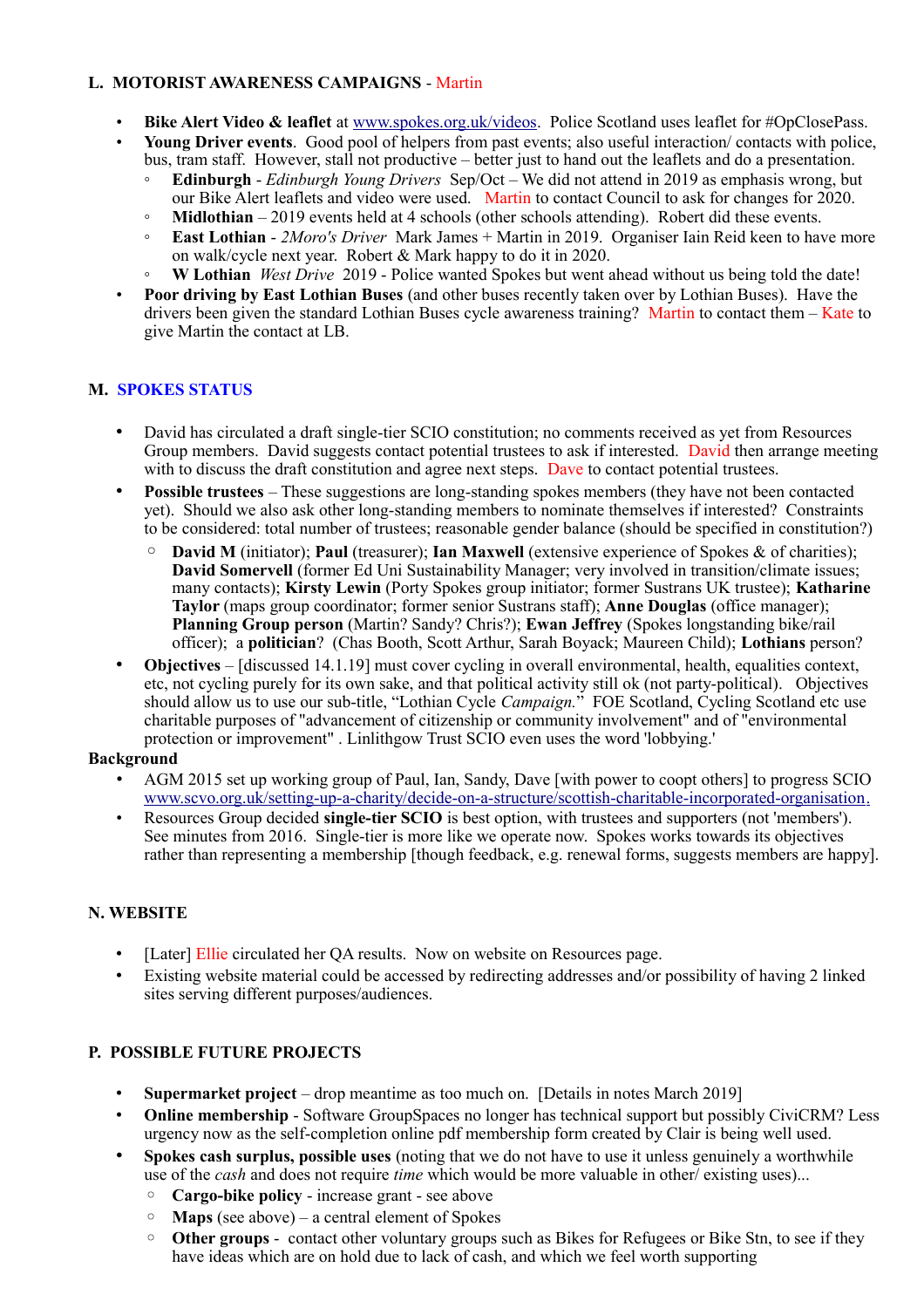## L. MOTORIST AWARENESS CAMPAIGNS - Martin

- **Bike Alert Video & leaflet** at www.spokes.org.uk/videos. Police Scotland uses leaflet for #OpClosePass.
- **Young Driver events**. Good pool of helpers from past events; also useful interaction/ contacts with police, bus, tram staff. However, stall not productive – better just to hand out the leaflets and do a presentation.
  - **Edinburgh** - *Edinburgh Young Drivers* Sep/Oct – We did not attend in 2019 as emphasis wrong, but our Bike Alert leaflets and video were used. Martin to contact Council to ask for changes for 2020.
  - **Midlothian** – 2019 events held at 4 schools (other schools attending). Robert did these events.
  - **East Lothian** - *2Moro's Driver* Mark James + Martin in 2019. Organiser Iain Reid keen to have more on walk/cycle next year. Robert & Mark happy to do it in 2020.
  - **W Lothian** *West Drive* 2019 - Police wanted Spokes but went ahead without us being told the date!
- **Poor driving by East Lothian Buses** (and other buses recently taken over by Lothian Buses). Have the drivers been given the standard Lothian Buses cycle awareness training? Martin to contact them – Kate to give Martin the contact at LB.

## M. SPOKES STATUS

- David has circulated a draft single-tier SCIO constitution; no comments received as yet from Resources Group members. David suggests contact potential trustees to ask if interested. David then arrange meeting with to discuss the draft constitution and agree next steps. Dave to contact potential trustees.
- **Possible trustees** – These suggestions are long-standing spokes members (they have not been contacted yet). Should we also ask other long-standing members to nominate themselves if interested? Constraints to be considered: total number of trustees; reasonable gender balance (should be specified in constitution?)
  - **David M** (initiator); **Paul** (treasurer); **Ian Maxwell** (extensive experience of Spokes & of charities); **David Somervell** (former Ed Uni Sustainability Manager; very involved in transition/climate issues; many contacts); **Kirsty Lewin** (Porty Spokes group initiator; former Sustrans UK trustee); **Katharine Taylor** (maps group coordinator; former senior Sustrans staff); **Anne Douglas** (office manager); **Planning Group person** (Martin? Sandy? Chris?); **Ewan Jeffrey** (Spokes longstanding bike/rail officer); a **politician**? (Chas Booth, Scott Arthur, Sarah Boyack; Maureen Child); **Lothians** person?
- **Objectives** – [discussed 14.1.19] must cover cycling in overall environmental, health, equalities context, etc, not cycling purely for its own sake, and that political activity still ok (not party-political). Objectives should allow us to use our sub-title, "Lothian Cycle *Campaign.*" FOE Scotland, Cycling Scotland etc use charitable purposes of "advancement of citizenship or community involvement" and of "environmental protection or improvement" . Linlithgow Trust SCIO even uses the word 'lobbying.'

**Background**

- AGM 2015 set up working group of Paul, Ian, Sandy, Dave [with power to coopt others] to progress SCIO www.scvo.org.uk/setting-up-a-charity/decide-on-a-structure/scottish-charitable-incorporated-organisation.
- Resources Group decided **single-tier SCIO** is best option, with trustees and supporters (not 'members'). See minutes from 2016. Single-tier is more like we operate now. Spokes works towards its objectives rather than representing a membership [though feedback, e.g. renewal forms, suggests members are happy].

## N. WEBSITE

- [Later] Ellie circulated her QA results. Now on website on Resources page.
- Existing website material could be accessed by redirecting addresses and/or possibility of having 2 linked sites serving different purposes/audiences.

## P. POSSIBLE FUTURE PROJECTS

- **Supermarket project** – drop meantime as too much on. [Details in notes March 2019]
- **Online membership** - Software GroupSpaces no longer has technical support but possibly CiviCRM? Less urgency now as the self-completion online pdf membership form created by Clair is being well used.
- **Spokes cash surplus, possible uses** (noting that we do not have to use it unless genuinely a worthwhile use of the *cash* and does not require *time* which would be more valuable in other/ existing uses)...
  - **Cargo-bike policy** - increase grant - see above
  - **Maps** (see above) – a central element of Spokes
  - **Other groups** - contact other voluntary groups such as Bikes for Refugees or Bike Stn, to see if they have ideas which are on hold due to lack of cash, and which we feel worth supporting